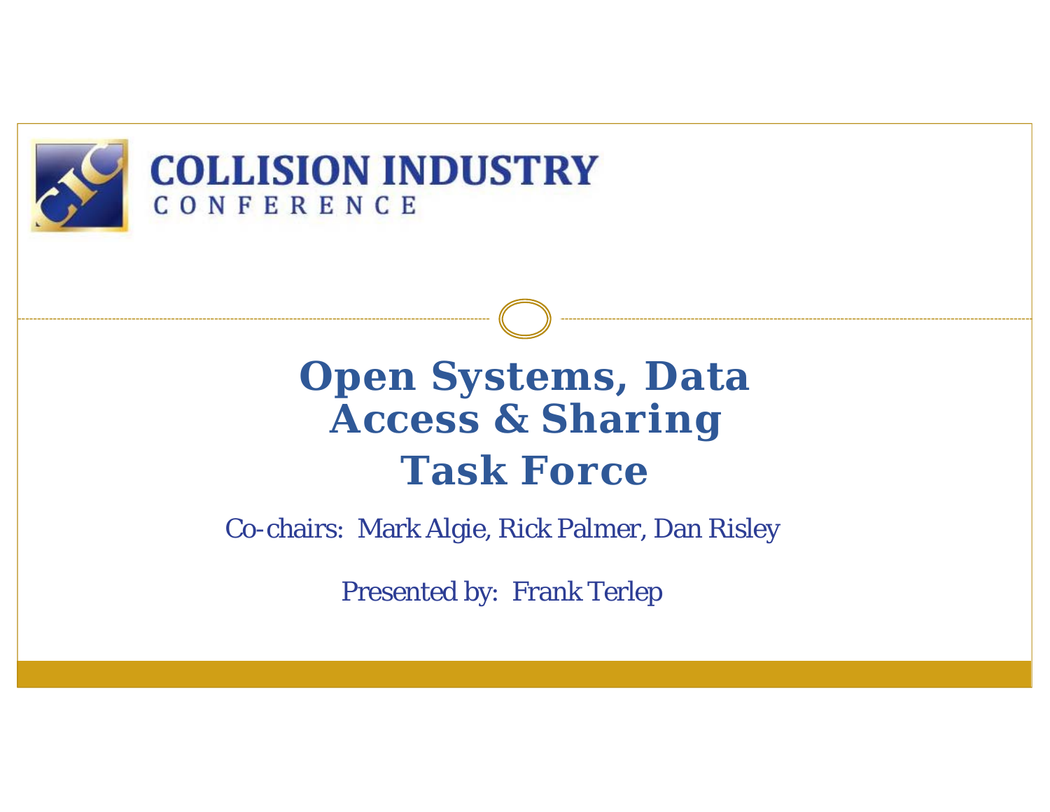COLLISION INDUSTRY
CONFERENCE

# Open Systems, Data Access & Sharing Task Force

Co-chairs: Mark Algie, Rick Palmer, Dan Risley

Presented by: Frank Terlep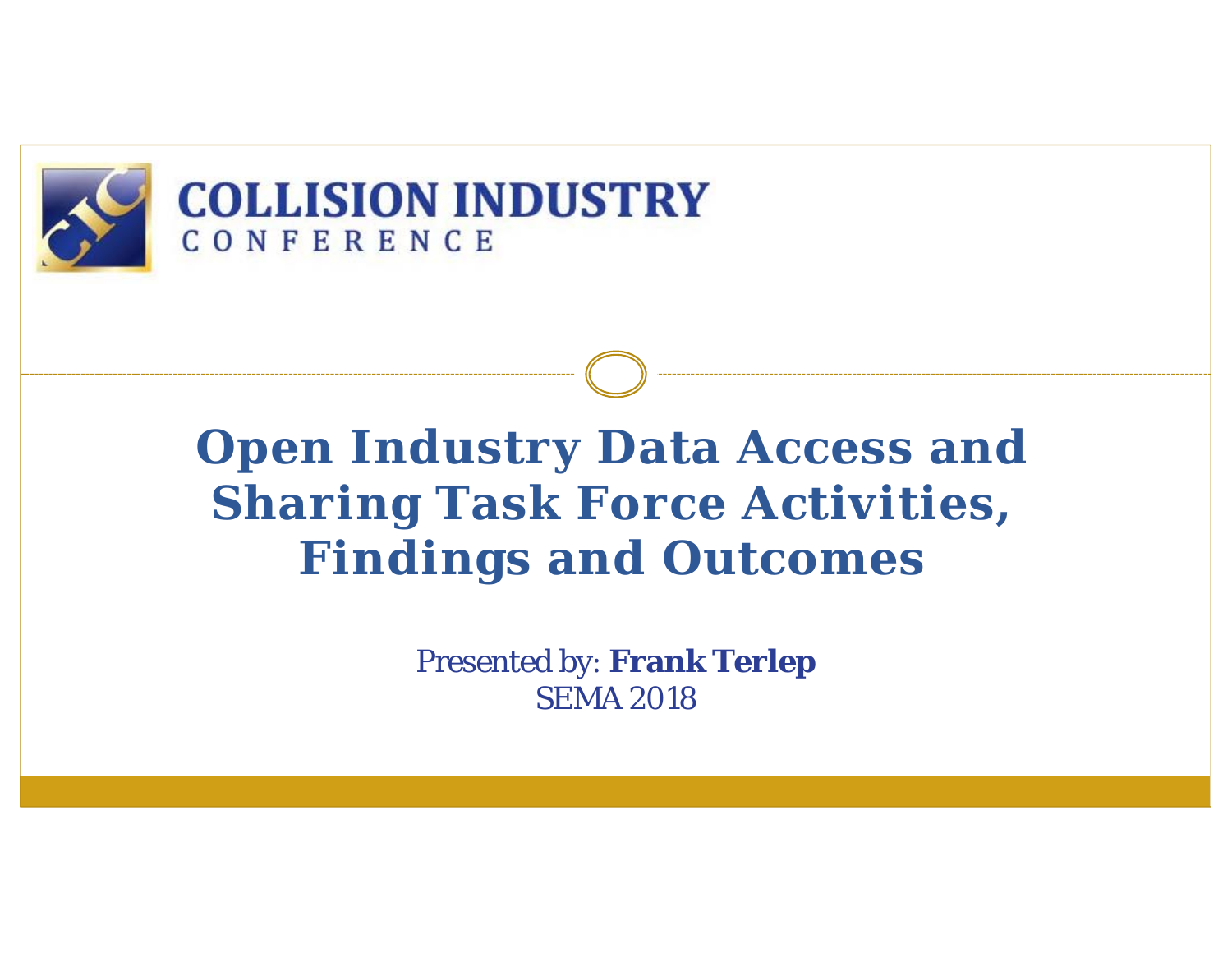COLLISION INDUSTRY
CONFERENCE

# Open Industry Data Access and Sharing Task Force Activities, Findings and Outcomes

Presented by: **Frank Terlep**
SEMA 2018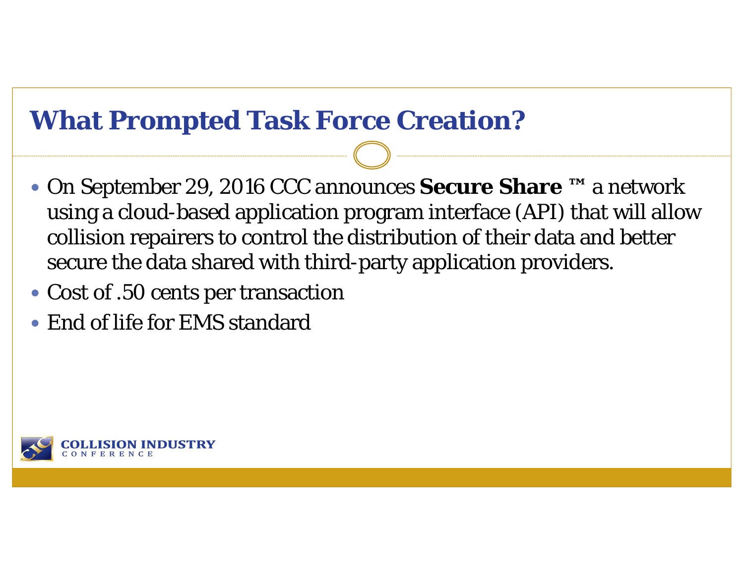# What Prompted Task Force Creation?

- On September 29, 2016 CCC announces **Secure Share** ™ a network using a cloud-based application program interface (API) that will allow collision repairers to control the distribution of their data and better secure the data shared with third-party application providers.
- Cost of .50 cents per transaction
- End of life for EMS standard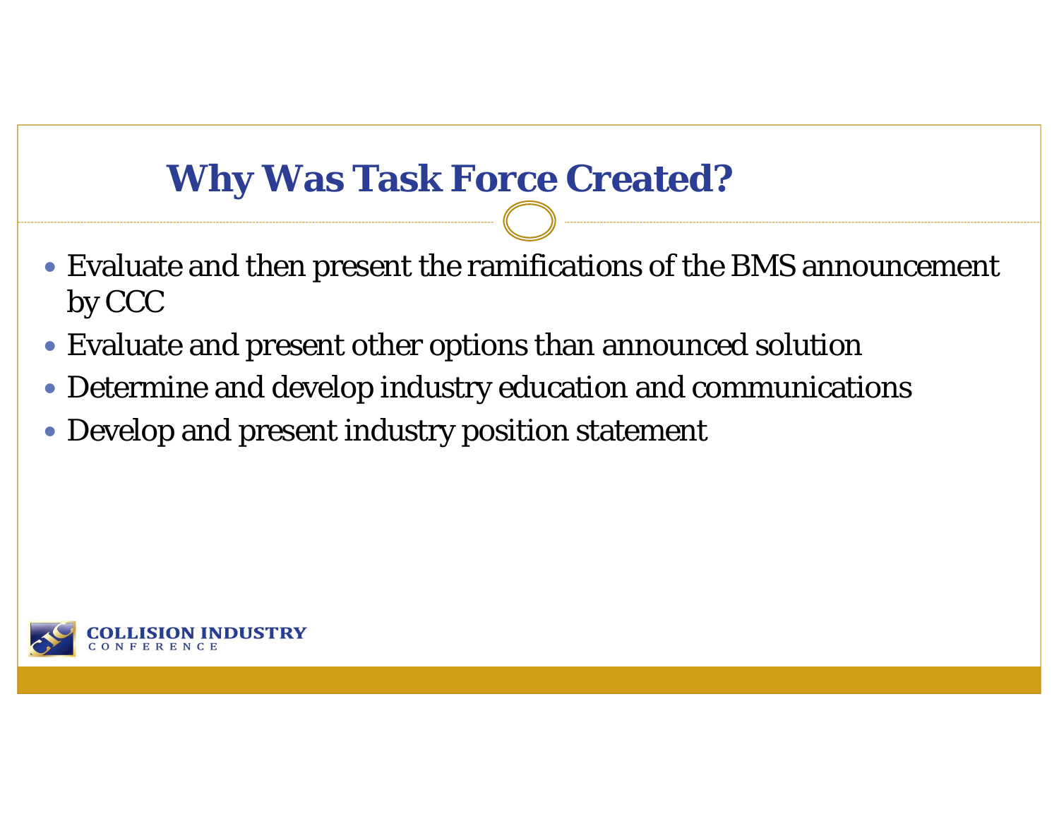# Why Was Task Force Created?

- Evaluate and then present the ramifications of the BMS announcement by CCC
- Evaluate and present other options than announced solution
- Determine and develop industry education and communications
- Develop and present industry position statement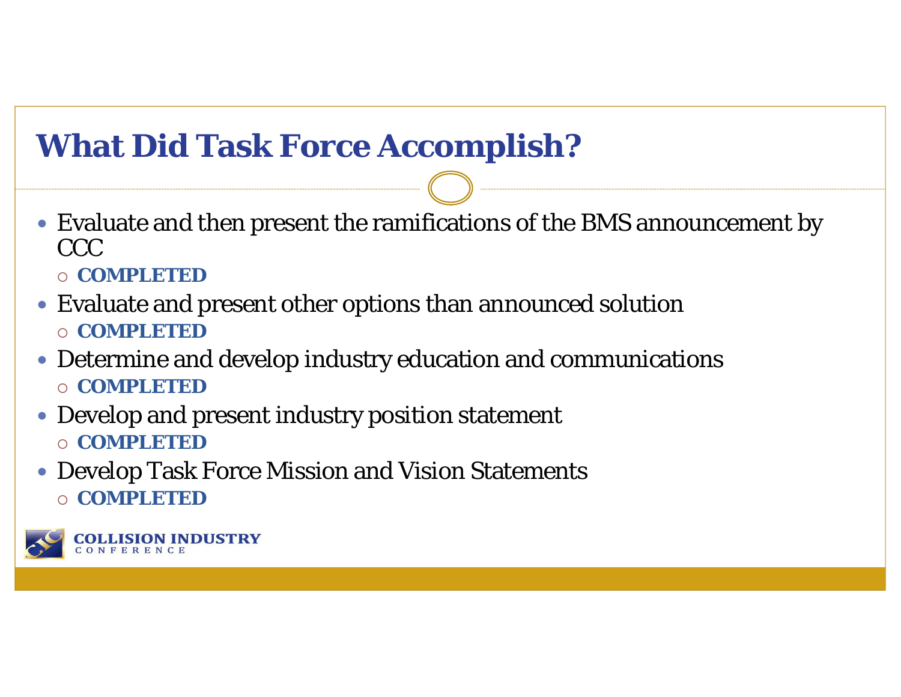# What Did Task Force Accomplish?

- Evaluate and then present the ramifications of the BMS announcement by CCC
  - **COMPLETED**
- Evaluate and present other options than announced solution
  - **COMPLETED**
- Determine and develop industry education and communications
  - **COMPLETED**
- Develop and present industry position statement
  - **COMPLETED**
- Develop Task Force Mission and Vision Statements
  - **COMPLETED**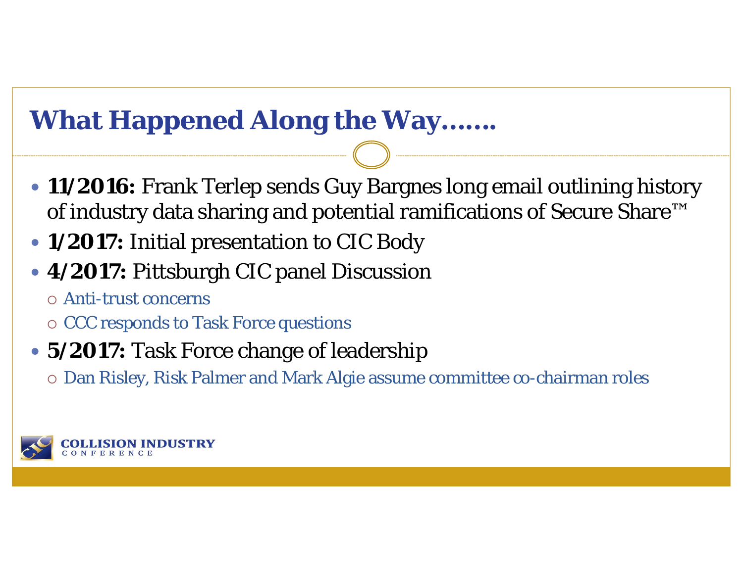# What Happened Along the Way…….

- **11/2016:** Frank Terlep sends Guy Bargnes long email outlining history of industry data sharing and potential ramifications of Secure Share™
- **1/2017:** Initial presentation to CIC Body
- **4/2017:** Pittsburgh CIC panel Discussion
  - Anti-trust concerns
  - CCC responds to Task Force questions
- **5/2017:** Task Force change of leadership
  - Dan Risley, Risk Palmer and Mark Algie assume committee co-chairman roles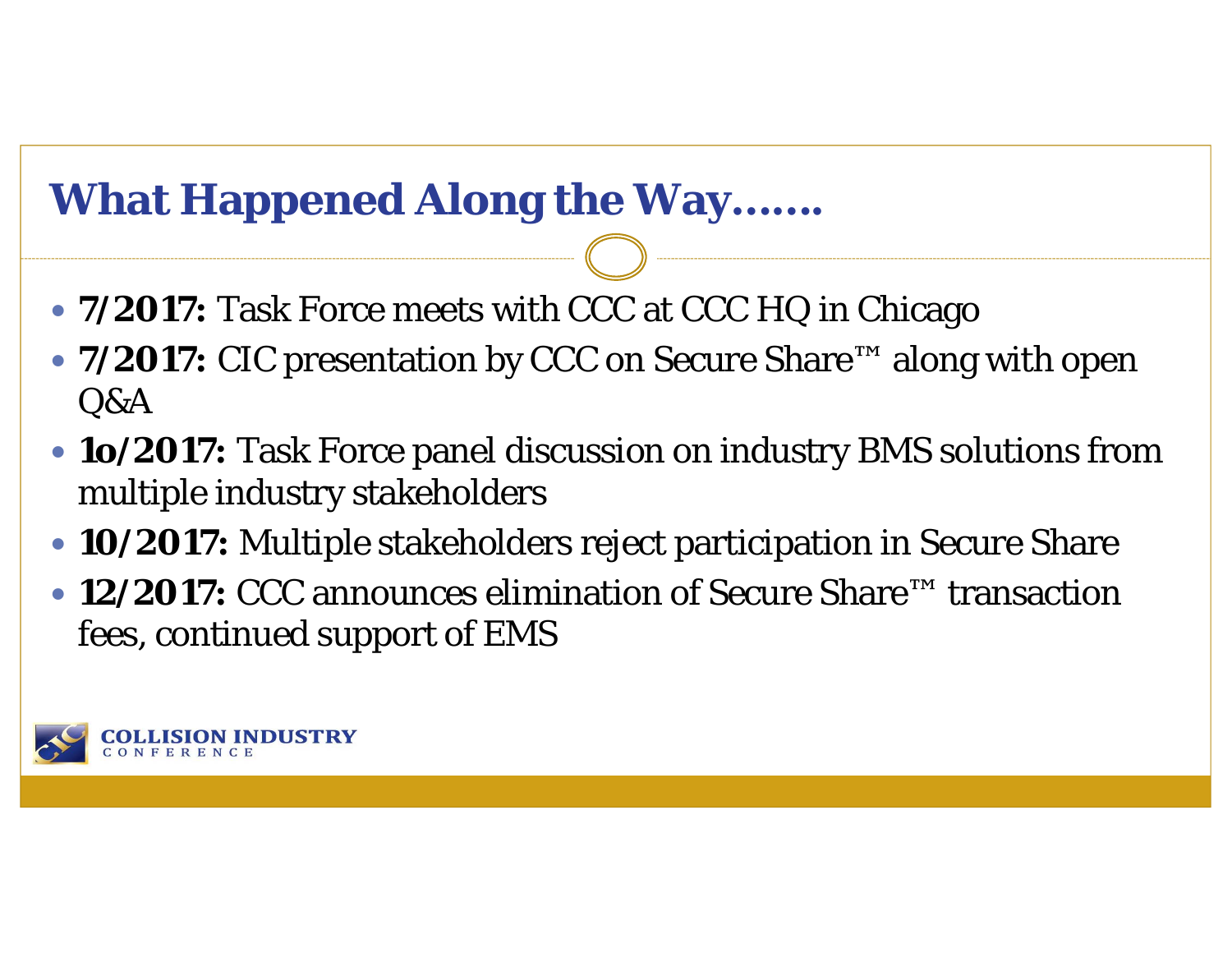# What Happened Along the Way…….

- **7/2017:** Task Force meets with CCC at CCC HQ in Chicago
- **7/2017:** CIC presentation by CCC on Secure Share™ along with open Q&A
- **1o/2017:** Task Force panel discussion on industry BMS solutions from multiple industry stakeholders
- **10/2017:** Multiple stakeholders reject participation in Secure Share
- **12/2017:** CCC announces elimination of Secure Share™ transaction fees, continued support of EMS

COLLISION INDUSTRY CONFERENCE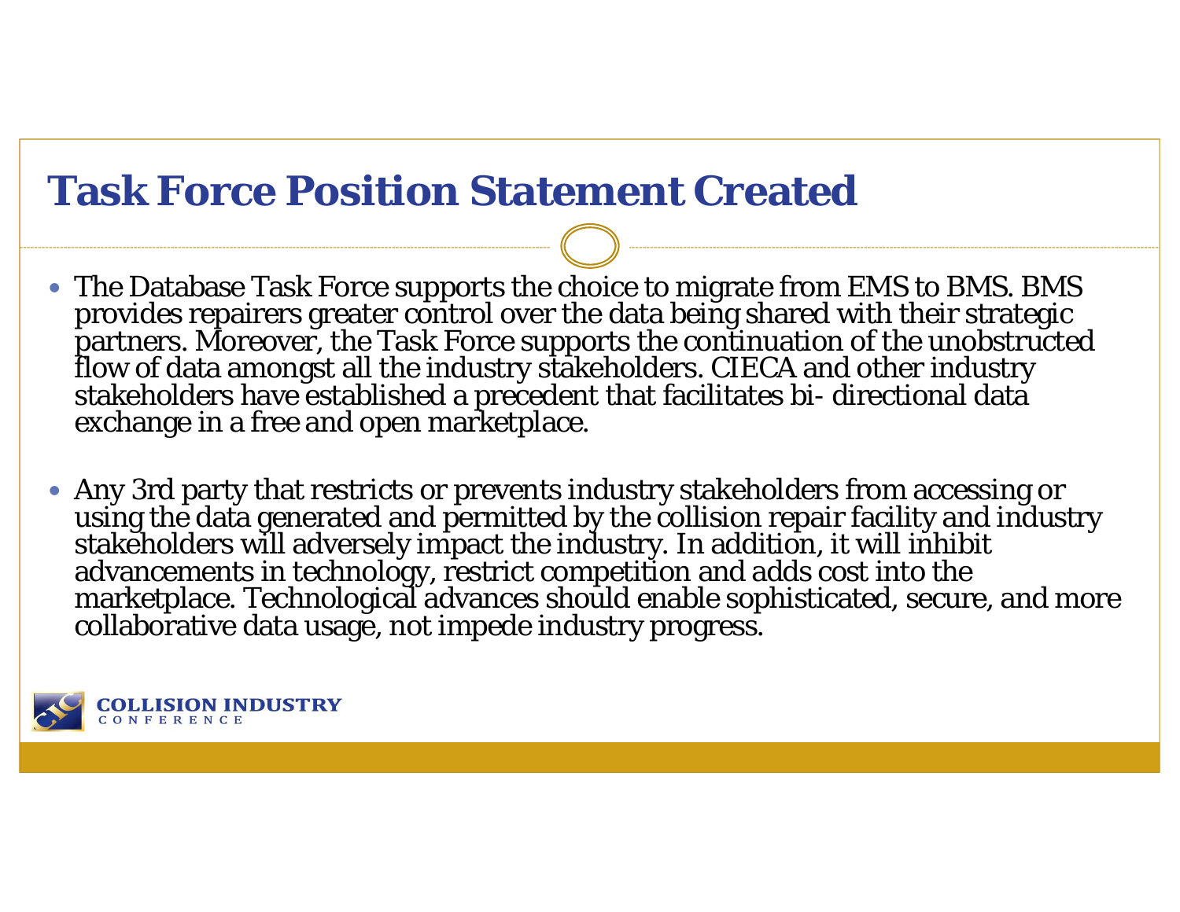# Task Force Position Statement Created

- The Database Task Force supports the choice to migrate from EMS to BMS. BMS provides repairers greater control over the data being shared with their strategic partners. Moreover, the Task Force supports the continuation of the unobstructed flow of data amongst all the industry stakeholders. CIECA and other industry stakeholders have established a precedent that facilitates bi- directional data exchange in a free and open marketplace.

- Any 3rd party that restricts or prevents industry stakeholders from accessing or using the data generated and permitted by the collision repair facility and industry stakeholders will adversely impact the industry. In addition, it will inhibit advancements in technology, restrict competition and adds cost into the marketplace. Technological advances should enable sophisticated, secure, and more collaborative data usage, not impede industry progress.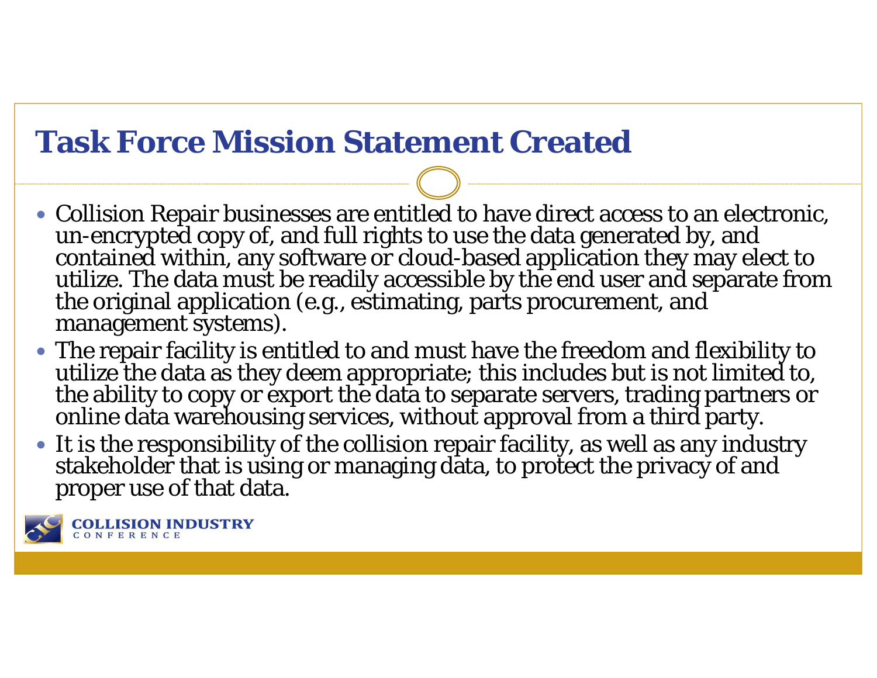# Task Force Mission Statement Created

- Collision Repair businesses are entitled to have direct access to an electronic, un-encrypted copy of, and full rights to use the data generated by, and contained within, any software or cloud-based application they may elect to utilize. The data must be readily accessible by the end user and separate from the original application (e.g., estimating, parts procurement, and management systems).
- The repair facility is entitled to and must have the freedom and flexibility to utilize the data as they deem appropriate; this includes but is not limited to, the ability to copy or export the data to separate servers, trading partners or online data warehousing services, without approval from a third party.
- It is the responsibility of the collision repair facility, as well as any industry stakeholder that is using or managing data, to protect the privacy of and proper use of that data.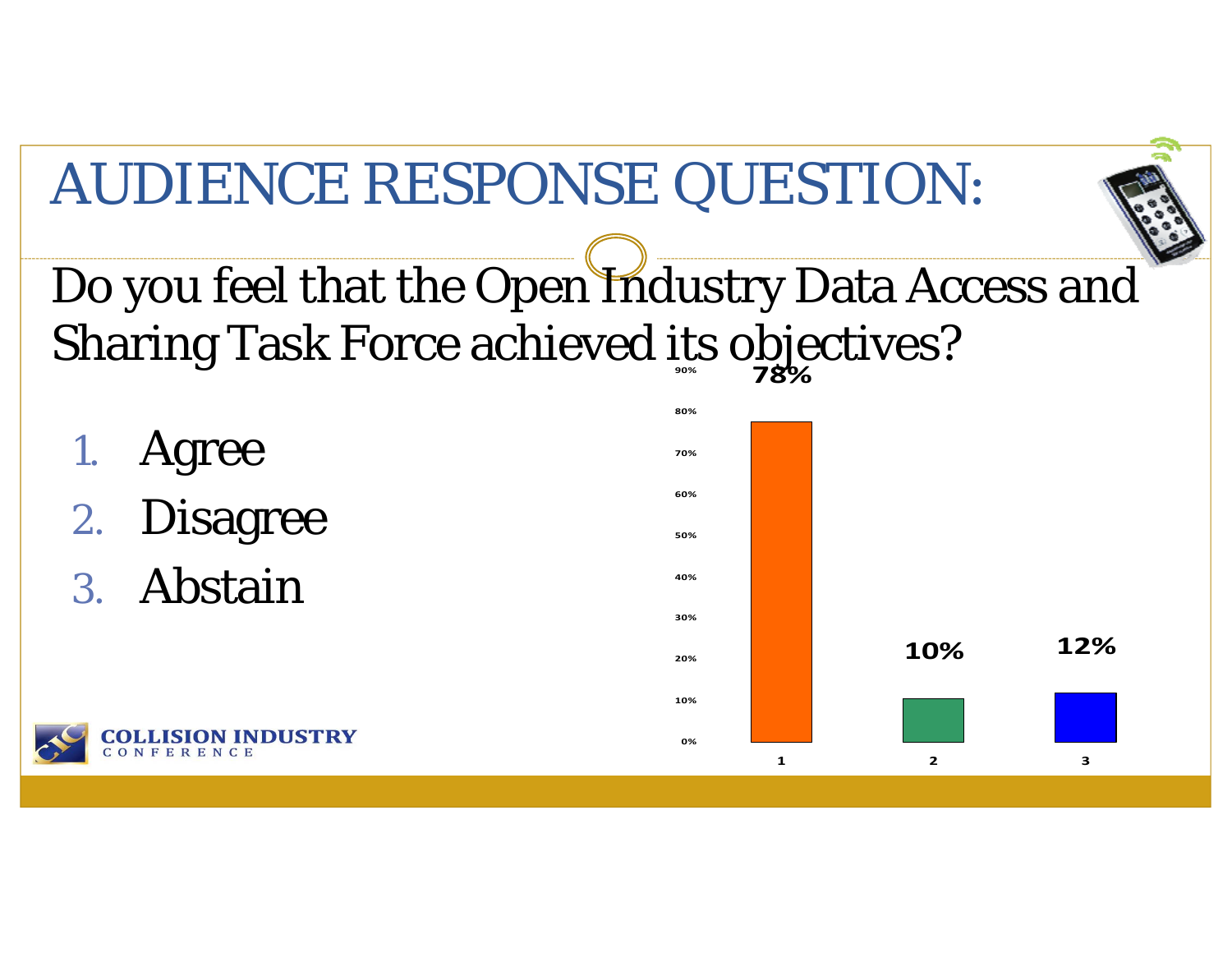# AUDIENCE RESPONSE QUESTION:

Do you feel that the Open Industry Data Access and Sharing Task Force achieved its objectives?

1. Agree
2. Disagree
3. Abstain

| Response | Percentage |
| --- | --- |
| 1 | 78% |
| 2 | 10% |
| 3 | 12% |

COLLISION INDUSTRY CONFERENCE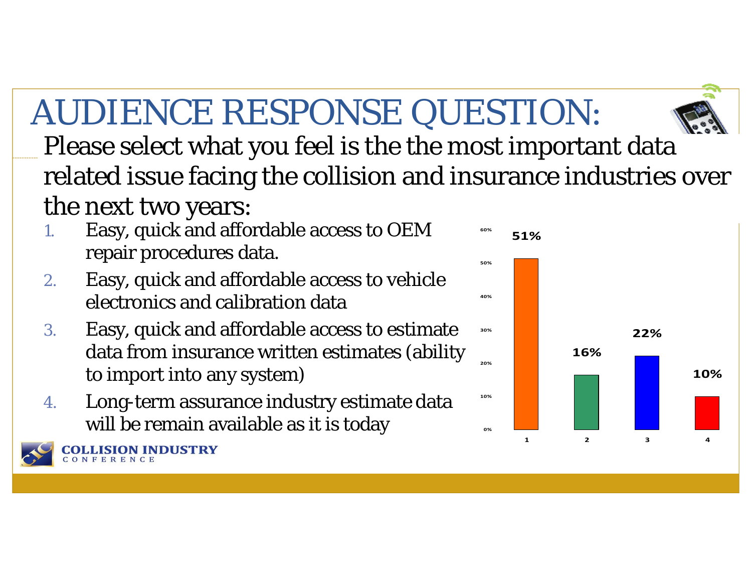# AUDIENCE RESPONSE QUESTION:

Please select what you feel is the the most important data related issue facing the collision and insurance industries over the next two years:

1. Easy, quick and affordable access to OEM repair procedures data.
2. Easy, quick and affordable access to vehicle electronics and calibration data
3. Easy, quick and affordable access to estimate data from insurance written estimates (ability to import into any system)
4. Long-term assurance industry estimate data will be remain available as it is today

| Option | Response |
|---|---|
| 1 | 51% |
| 2 | 16% |
| 3 | 22% |
| 4 | 10% |

COLLISION INDUSTRY CONFERENCE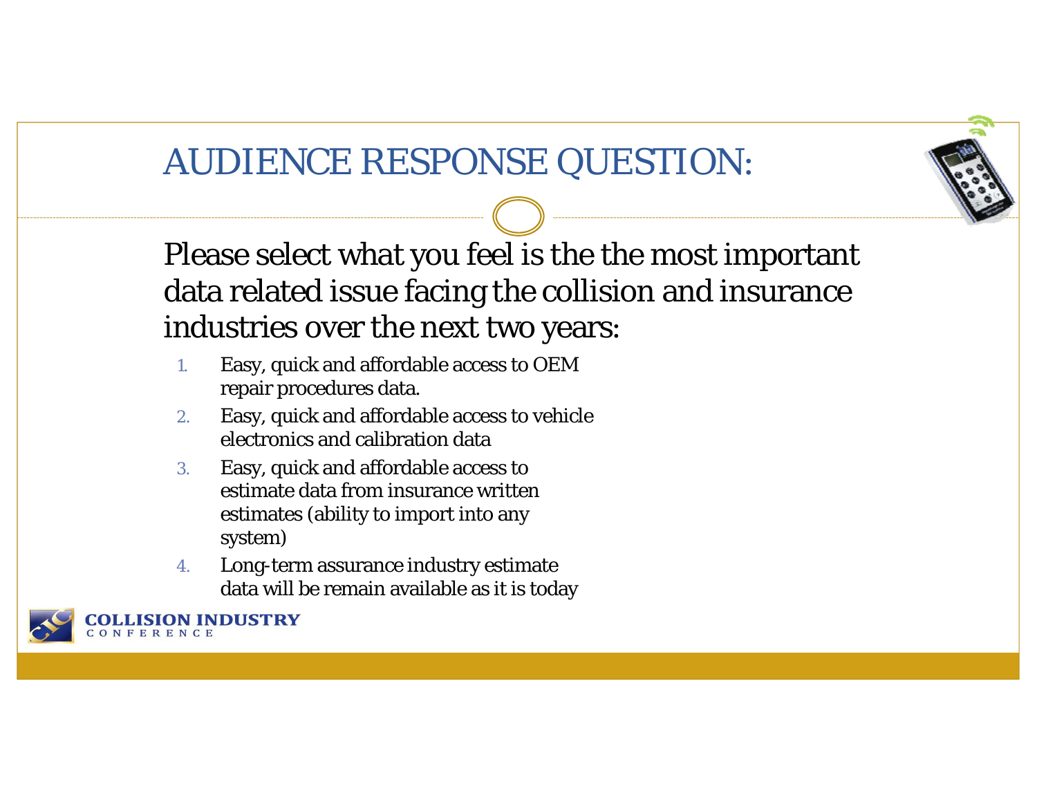# AUDIENCE RESPONSE QUESTION:

Please select what you feel is the the most important data related issue facing the collision and insurance industries over the next two years:

1. Easy, quick and affordable access to OEM repair procedures data.
2. Easy, quick and affordable access to vehicle electronics and calibration data
3. Easy, quick and affordable access to estimate data from insurance written estimates (ability to import into any system)
4. Long-term assurance industry estimate data will be remain available as it is today

COLLISION INDUSTRY CONFERENCE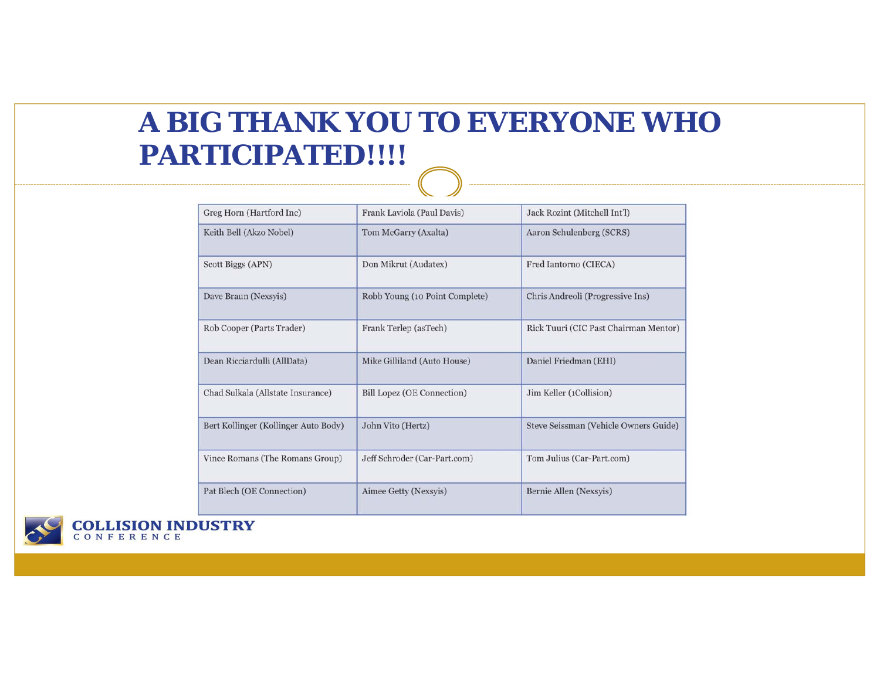# A BIG THANK YOU TO EVERYONE WHO PARTICIPATED!!!!

| Greg Horn (Hartford Inc) | Frank Laviola (Paul Davis) | Jack Rozint (Mitchell Int'l) |
|---|---|---|
| Keith Bell (Akzo Nobel) | Tom McGarry (Axalta) | Aaron Schulenberg (SCRS) |
| Scott Biggs (APN) | Don Mikrut (Audatex) | Fred Iantorno (CIECA) |
| Dave Braun (Nexsyis) | Robb Young (10 Point Complete) | Chris Andreoli (Progressive Ins) |
| Rob Cooper (Parts Trader) | Frank Terlep (asTech) | Rick Tuuri (CIC Past Chairman Mentor) |
| Dean Ricciardulli (AllData) | Mike Gilliland (Auto House) | Daniel Friedman (EHI) |
| Chad Sulkala (Allstate Insurance) | Bill Lopez (OE Connection) | Jim Keller (1Collision) |
| Bert Kollinger (Kollinger Auto Body) | John Vito (Hertz) | Steve Seissman (Vehicle Owners Guide) |
| Vince Romans (The Romans Group) | Jeff Schroder (Car-Part.com) | Tom Julius (Car-Part.com) |
| Pat Blech (OE Connection) | Aimee Getty (Nexsyis) | Bernie Allen (Nexsyis) |

COLLISION INDUSTRY CONFERENCE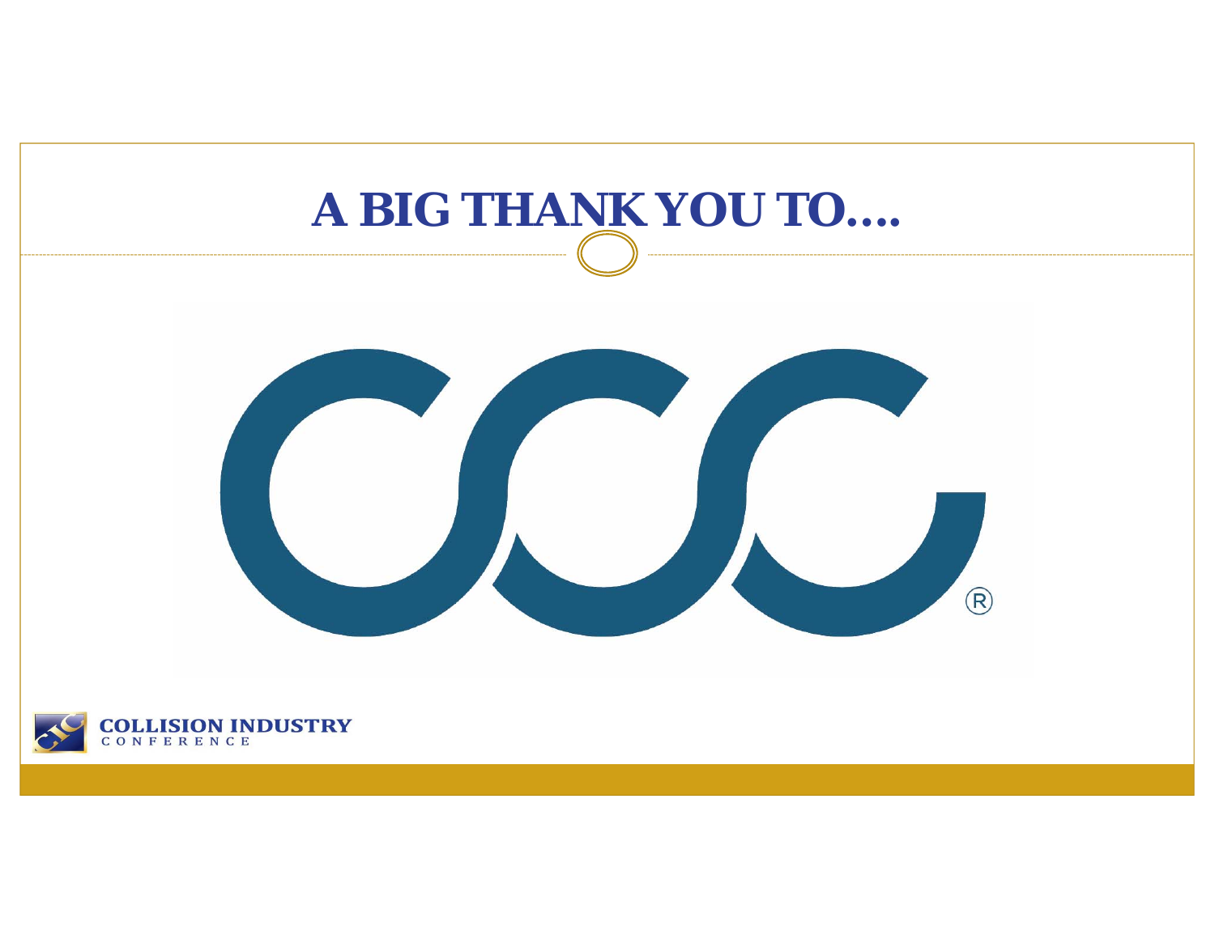# A BIG THANK YOU TO….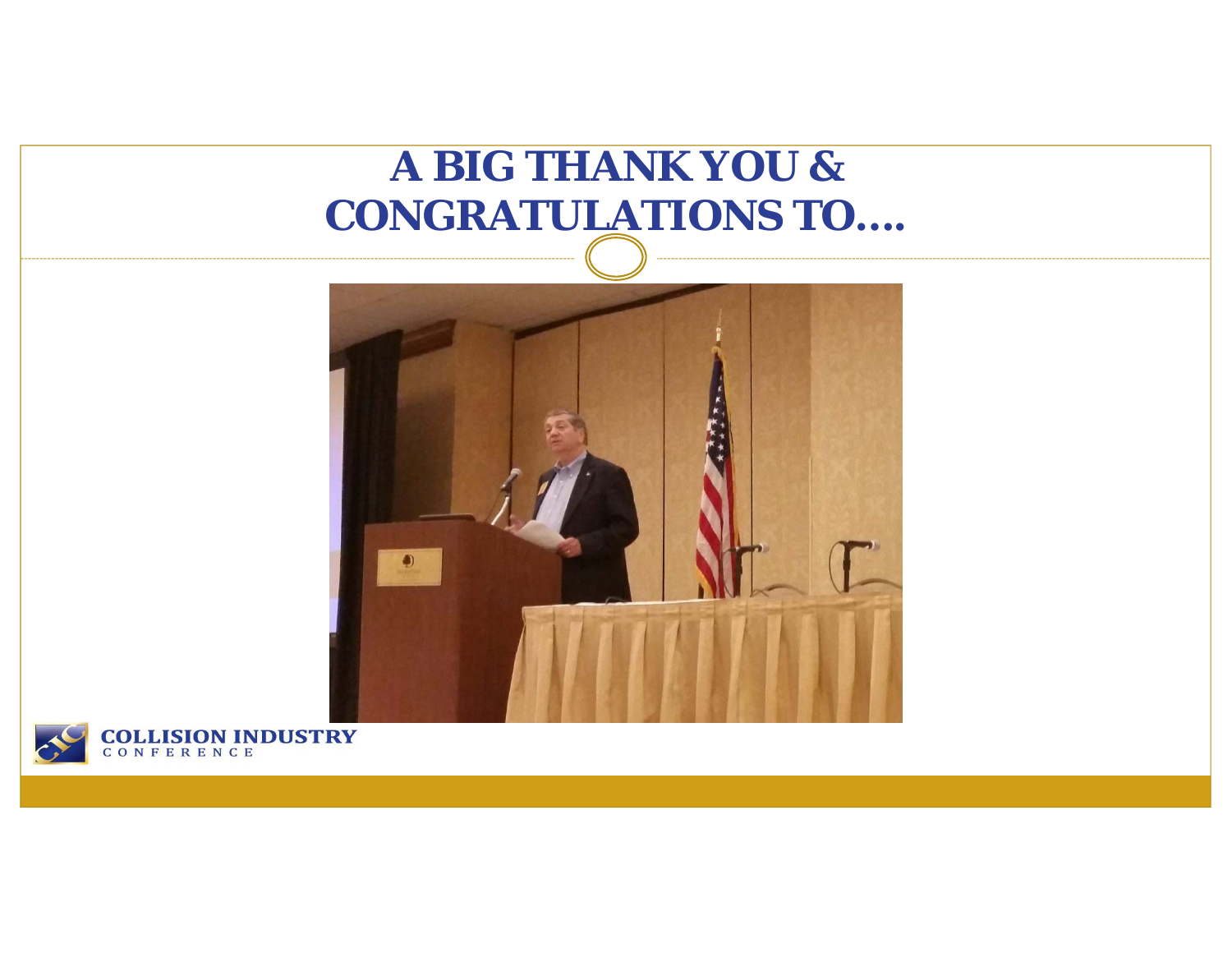# A BIG THANK YOU & CONGRATULATIONS TO….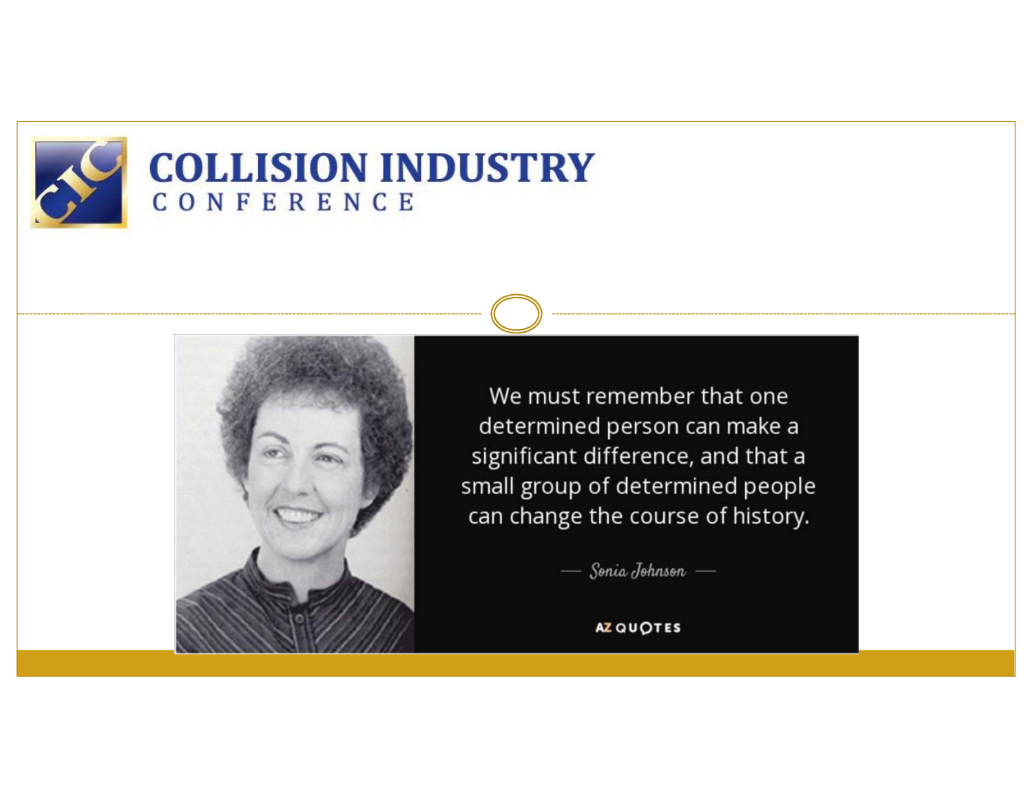# COLLISION INDUSTRY CONFERENCE

We must remember that one determined person can make a significant difference, and that a small group of determined people can change the course of history.

— Sonia Johnson —

AZ QUOTES